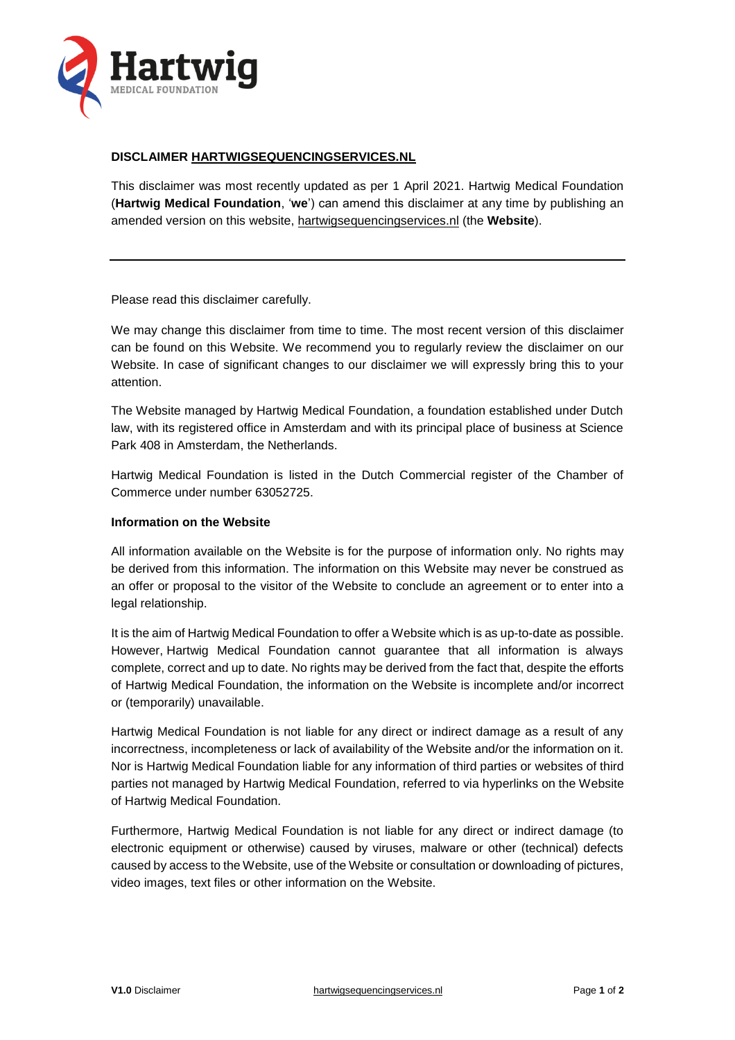# DISCLAIMER HARTWIGSEQUENCINGSERVICES.NL

This disclaimer was most recently updated as per 1 April 2021. Hartwig Medical Foundation (**Hartwig Medical Foundation**, '**we**') can amend this disclaimer at any time by publishing an amended version on this website, hartwigsequencingservices.nl (the **Website**).

---

Please read this disclaimer carefully.

We may change this disclaimer from time to time. The most recent version of this disclaimer can be found on this Website. We recommend you to regularly review the disclaimer on our Website. In case of significant changes to our disclaimer we will expressly bring this to your attention.

The Website managed by Hartwig Medical Foundation, a foundation established under Dutch law, with its registered office in Amsterdam and with its principal place of business at Science Park 408 in Amsterdam, the Netherlands.

Hartwig Medical Foundation is listed in the Dutch Commercial register of the Chamber of Commerce under number 63052725.

**Information on the Website**

All information available on the Website is for the purpose of information only. No rights may be derived from this information. The information on this Website may never be construed as an offer or proposal to the visitor of the Website to conclude an agreement or to enter into a legal relationship.

It is the aim of Hartwig Medical Foundation to offer a Website which is as up-to-date as possible. However, Hartwig Medical Foundation cannot guarantee that all information is always complete, correct and up to date. No rights may be derived from the fact that, despite the efforts of Hartwig Medical Foundation, the information on the Website is incomplete and/or incorrect or (temporarily) unavailable.

Hartwig Medical Foundation is not liable for any direct or indirect damage as a result of any incorrectness, incompleteness or lack of availability of the Website and/or the information on it. Nor is Hartwig Medical Foundation liable for any information of third parties or websites of third parties not managed by Hartwig Medical Foundation, referred to via hyperlinks on the Website of Hartwig Medical Foundation.

Furthermore, Hartwig Medical Foundation is not liable for any direct or indirect damage (to electronic equipment or otherwise) caused by viruses, malware or other (technical) defects caused by access to the Website, use of the Website or consultation or downloading of pictures, video images, text files or other information on the Website.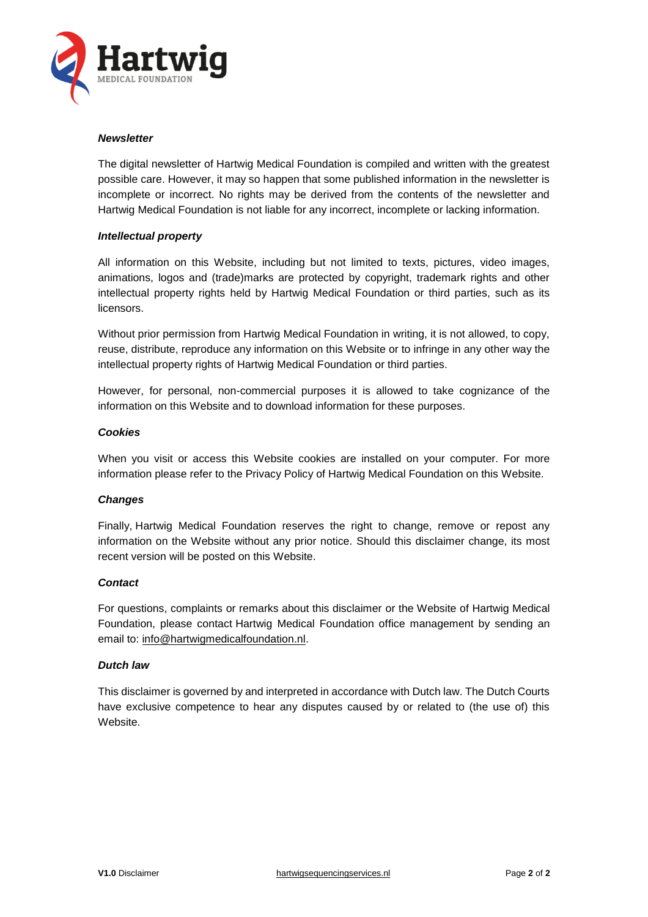***Newsletter***

The digital newsletter of Hartwig Medical Foundation is compiled and written with the greatest possible care. However, it may so happen that some published information in the newsletter is incomplete or incorrect. No rights may be derived from the contents of the newsletter and Hartwig Medical Foundation is not liable for any incorrect, incomplete or lacking information.

***Intellectual property***

All information on this Website, including but not limited to texts, pictures, video images, animations, logos and (trade)marks are protected by copyright, trademark rights and other intellectual property rights held by Hartwig Medical Foundation or third parties, such as its licensors.

Without prior permission from Hartwig Medical Foundation in writing, it is not allowed, to copy, reuse, distribute, reproduce any information on this Website or to infringe in any other way the intellectual property rights of Hartwig Medical Foundation or third parties.

However, for personal, non-commercial purposes it is allowed to take cognizance of the information on this Website and to download information for these purposes.

***Cookies***

When you visit or access this Website cookies are installed on your computer. For more information please refer to the Privacy Policy of Hartwig Medical Foundation on this Website.

***Changes***

Finally, Hartwig Medical Foundation reserves the right to change, remove or repost any information on the Website without any prior notice. Should this disclaimer change, its most recent version will be posted on this Website.

***Contact***

For questions, complaints or remarks about this disclaimer or the Website of Hartwig Medical Foundation, please contact Hartwig Medical Foundation office management by sending an email to: info@hartwigmedicalfoundation.nl.

***Dutch law***

This disclaimer is governed by and interpreted in accordance with Dutch law. The Dutch Courts have exclusive competence to hear any disputes caused by or related to (the use of) this Website.